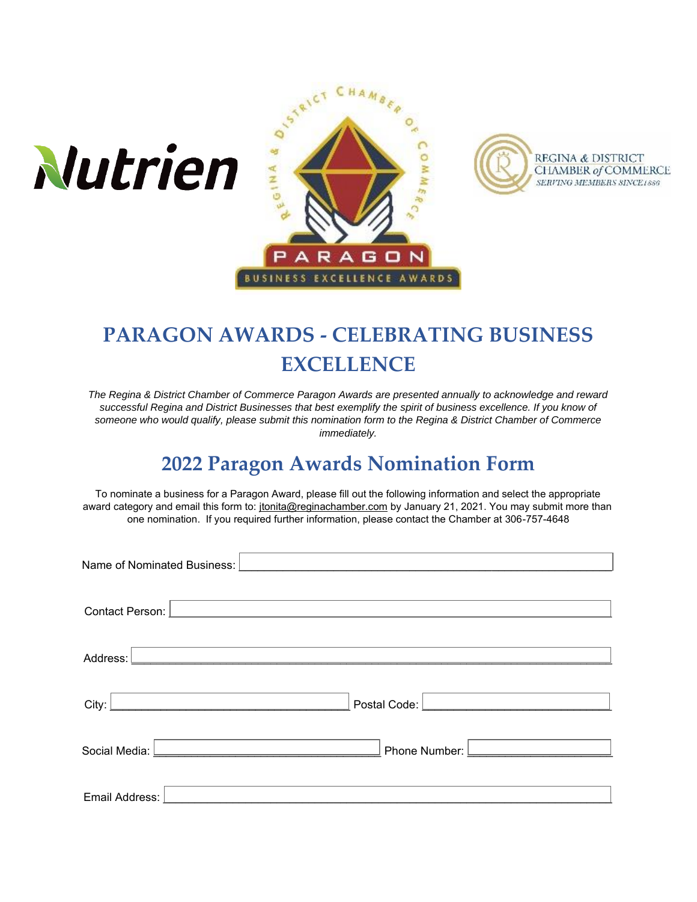# PARAGON AWARDS - CELEBRATING BUSINESS EXCELLENCE

*The Regina & District Chamber of Commerce Paragon Awards are presented annually to acknowledge and reward successful Regina and District Businesses that best exemplify the spirit of business excellence. If you know of someone who would qualify, please submit this nomination form to the Regina & District Chamber of Commerce immediately.*

## 2022 Paragon Awards Nomination Form

To nominate a business for a Paragon Award, please fill out the following information and select the appropriate award category and email this form to: jtonita@reginachamber.com by January 21, 2021. You may submit more than one nomination. If you required further information, please contact the Chamber at 306-757-4648

Name of Nominated Business: ______________________________

Contact Person: ______________________________

Address: ______________________________

City: ____________________ Postal Code: ____________________

Social Media: ____________________ Phone Number: ____________________

Email Address: ______________________________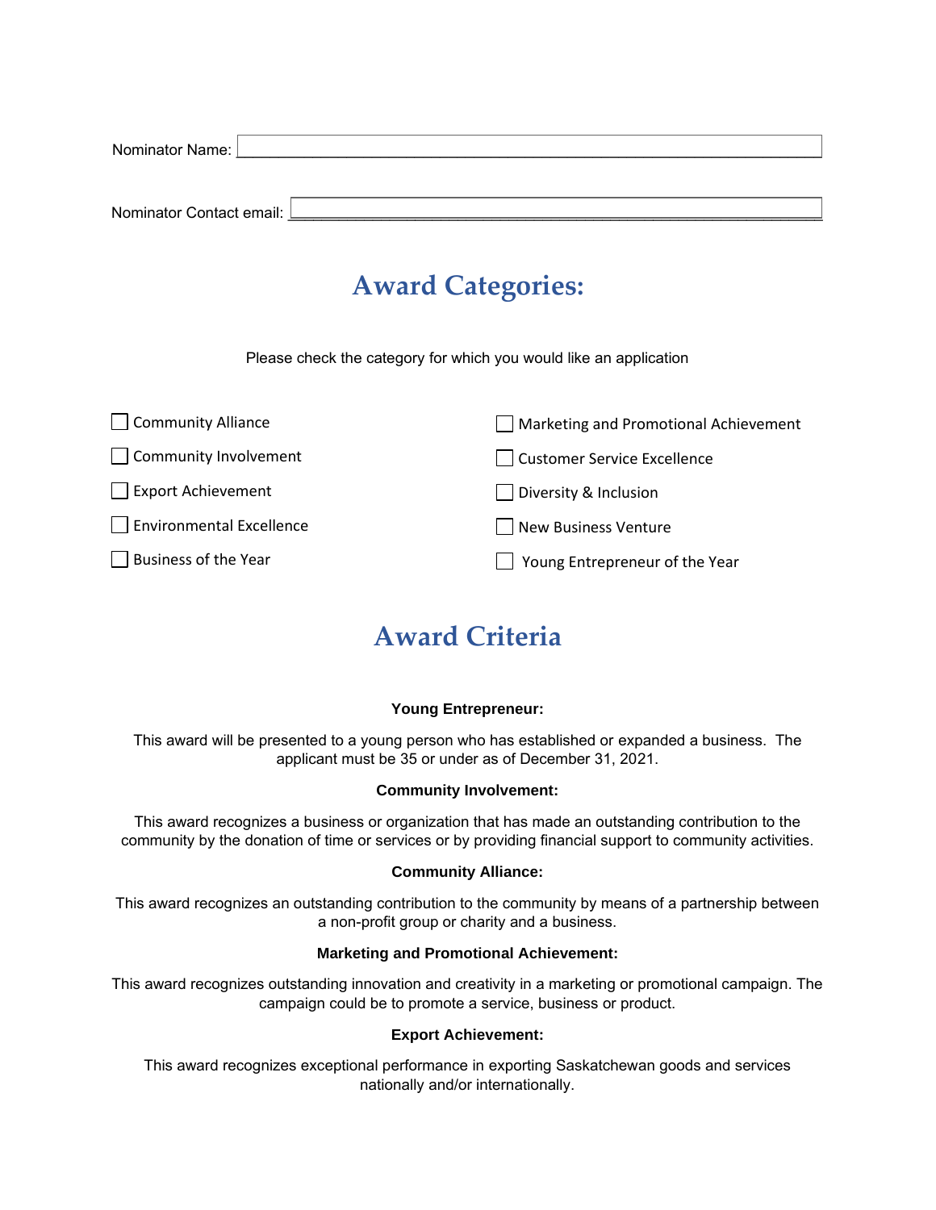Nominator Name: ______________________________

Nominator Contact email: ______________________________

## Award Categories:

Please check the category for which you would like an application

- ☐ Community Alliance
- ☐ Community Involvement
- ☐ Export Achievement
- ☐ Environmental Excellence
- ☐ Business of the Year
- ☐ Marketing and Promotional Achievement
- ☐ Customer Service Excellence
- ☐ Diversity & Inclusion
- ☐ New Business Venture
- ☐ Young Entrepreneur of the Year

## Award Criteria

**Young Entrepreneur:**

This award will be presented to a young person who has established or expanded a business. The applicant must be 35 or under as of December 31, 2021.

**Community Involvement:**

This award recognizes a business or organization that has made an outstanding contribution to the community by the donation of time or services or by providing financial support to community activities.

**Community Alliance:**

This award recognizes an outstanding contribution to the community by means of a partnership between a non-profit group or charity and a business.

**Marketing and Promotional Achievement:**

This award recognizes outstanding innovation and creativity in a marketing or promotional campaign. The campaign could be to promote a service, business or product.

**Export Achievement:**

This award recognizes exceptional performance in exporting Saskatchewan goods and services nationally and/or internationally.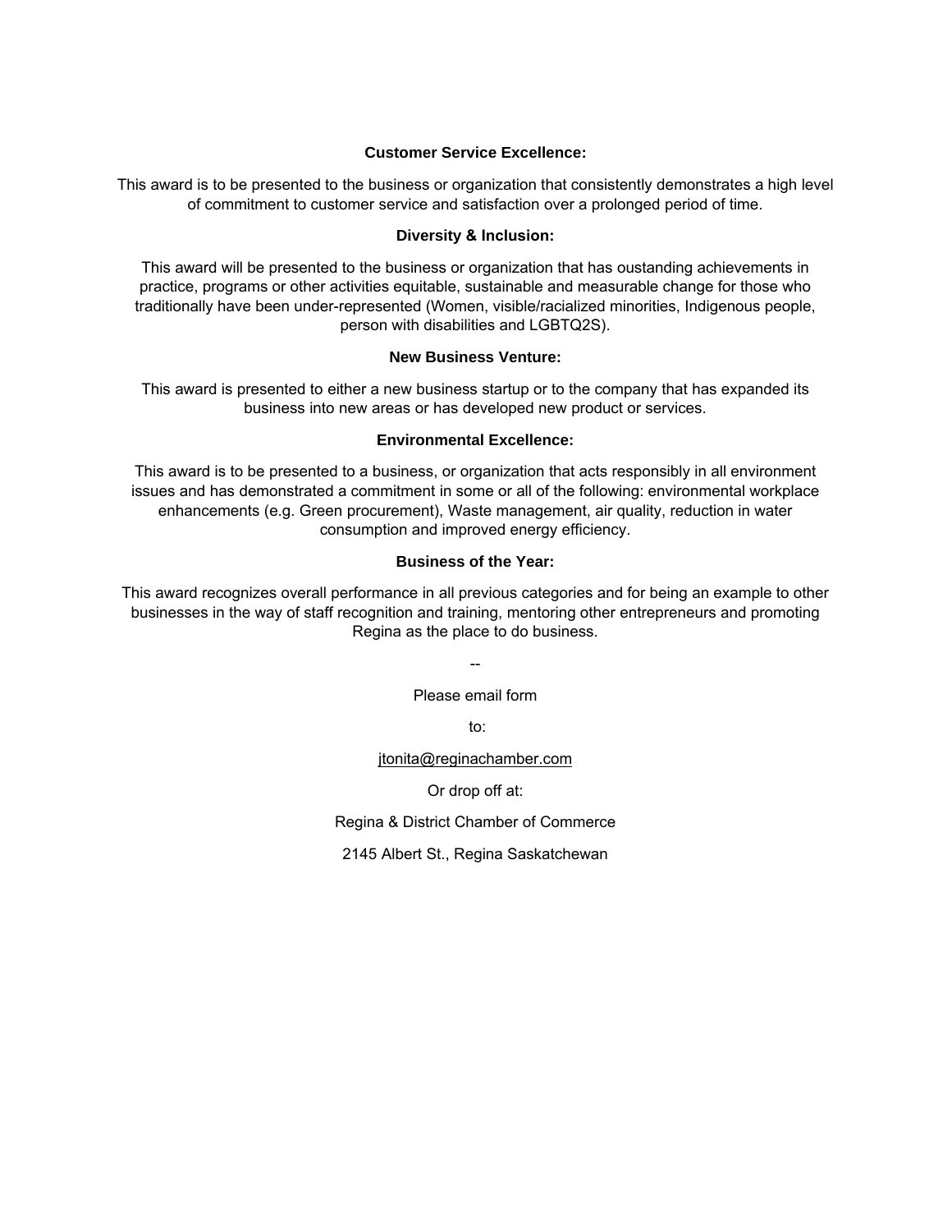**Customer Service Excellence:**

This award is to be presented to the business or organization that consistently demonstrates a high level of commitment to customer service and satisfaction over a prolonged period of time.

**Diversity & Inclusion:**

This award will be presented to the business or organization that has oustanding achievements in practice, programs or other activities equitable, sustainable and measurable change for those who traditionally have been under-represented (Women, visible/racialized minorities, Indigenous people, person with disabilities and LGBTQ2S).

**New Business Venture:**

This award is presented to either a new business startup or to the company that has expanded its business into new areas or has developed new product or services.

**Environmental Excellence:**

This award is to be presented to a business, or organization that acts responsibly in all environment issues and has demonstrated a commitment in some or all of the following: environmental workplace enhancements (e.g. Green procurement), Waste management, air quality, reduction in water consumption and improved energy efficiency.

**Business of the Year:**

This award recognizes overall performance in all previous categories and for being an example to other businesses in the way of staff recognition and training, mentoring other entrepreneurs and promoting Regina as the place to do business.

--

Please email form

to:

jtonita@reginachamber.com

Or drop off at:

Regina & District Chamber of Commerce

2145 Albert St., Regina Saskatchewan